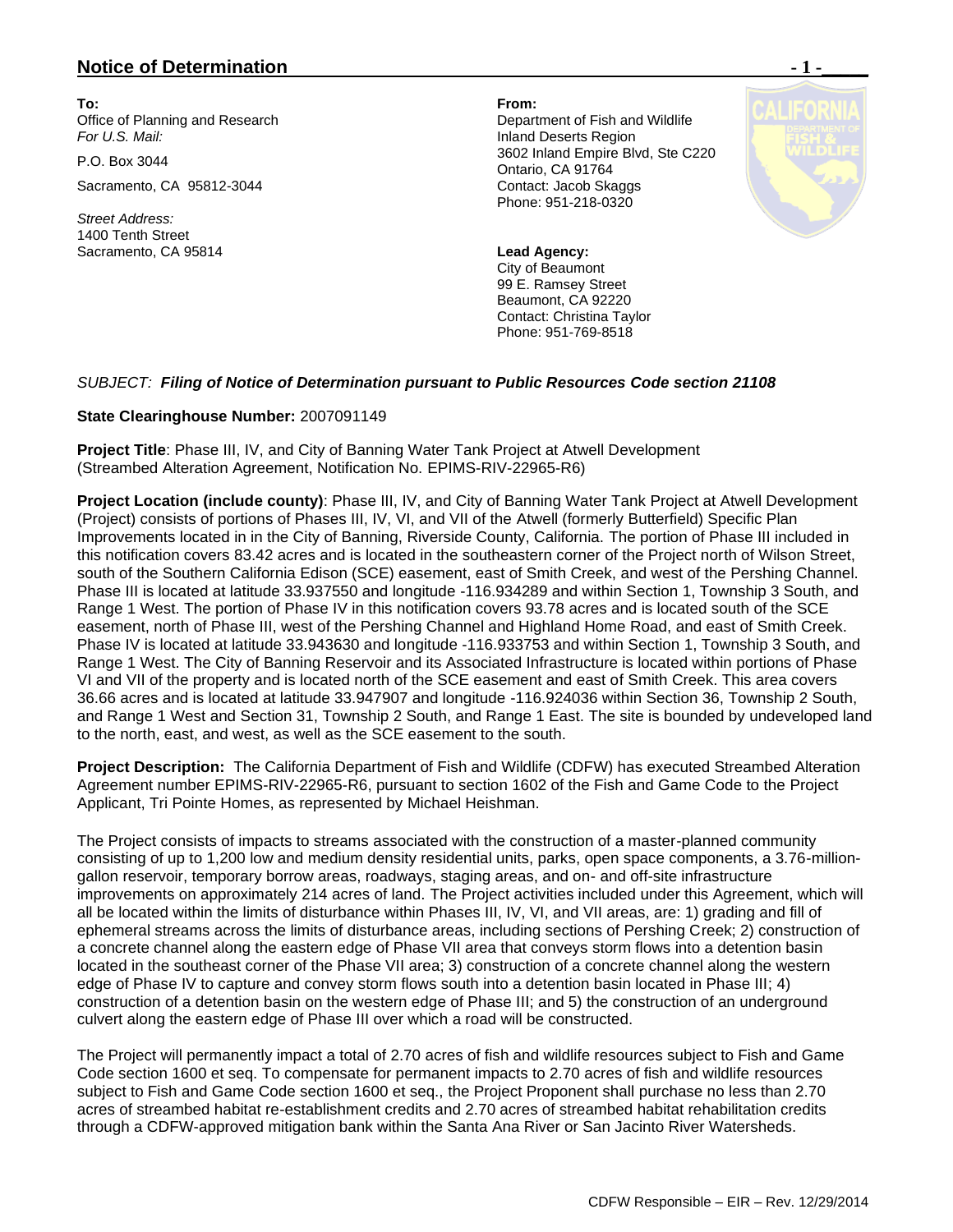# Notice of Determination

**To:**
Office of Planning and Research
*For U.S. Mail:*

P.O. Box 3044

Sacramento, CA 95812-3044

*Street Address:*
1400 Tenth Street
Sacramento, CA 95814

**From:**
Department of Fish and Wildlife
Inland Deserts Region
3602 Inland Empire Blvd, Ste C220
Ontario, CA 91764
Contact: Jacob Skaggs
Phone: 951-218-0320

**Lead Agency:**
City of Beaumont
99 E. Ramsey Street
Beaumont, CA 92220
Contact: Christina Taylor
Phone: 951-769-8518

*SUBJECT: **Filing of Notice of Determination pursuant to Public Resources Code section 21108***

**State Clearinghouse Number:** 2007091149

**Project Title**: Phase III, IV, and City of Banning Water Tank Project at Atwell Development (Streambed Alteration Agreement, Notification No. EPIMS-RIV-22965-R6)

**Project Location (include county)**: Phase III, IV, and City of Banning Water Tank Project at Atwell Development (Project) consists of portions of Phases III, IV, VI, and VII of the Atwell (formerly Butterfield) Specific Plan Improvements located in in the City of Banning, Riverside County, California. The portion of Phase III included in this notification covers 83.42 acres and is located in the southeastern corner of the Project north of Wilson Street, south of the Southern California Edison (SCE) easement, east of Smith Creek, and west of the Pershing Channel. Phase III is located at latitude 33.937550 and longitude -116.934289 and within Section 1, Township 3 South, and Range 1 West. The portion of Phase IV in this notification covers 93.78 acres and is located south of the SCE easement, north of Phase III, west of the Pershing Channel and Highland Home Road, and east of Smith Creek. Phase IV is located at latitude 33.943630 and longitude -116.933753 and within Section 1, Township 3 South, and Range 1 West. The City of Banning Reservoir and its Associated Infrastructure is located within portions of Phase VI and VII of the property and is located north of the SCE easement and east of Smith Creek. This area covers 36.66 acres and is located at latitude 33.947907 and longitude -116.924036 within Section 36, Township 2 South, and Range 1 West and Section 31, Township 2 South, and Range 1 East. The site is bounded by undeveloped land to the north, east, and west, as well as the SCE easement to the south.

**Project Description:** The California Department of Fish and Wildlife (CDFW) has executed Streambed Alteration Agreement number EPIMS-RIV-22965-R6, pursuant to section 1602 of the Fish and Game Code to the Project Applicant, Tri Pointe Homes, as represented by Michael Heishman.

The Project consists of impacts to streams associated with the construction of a master-planned community consisting of up to 1,200 low and medium density residential units, parks, open space components, a 3.76-million-gallon reservoir, temporary borrow areas, roadways, staging areas, and on- and off-site infrastructure improvements on approximately 214 acres of land. The Project activities included under this Agreement, which will all be located within the limits of disturbance within Phases III, IV, VI, and VII areas, are: 1) grading and fill of ephemeral streams across the limits of disturbance areas, including sections of Pershing Creek; 2) construction of a concrete channel along the eastern edge of Phase VII area that conveys storm flows into a detention basin located in the southeast corner of the Phase VII area; 3) construction of a concrete channel along the western edge of Phase IV to capture and convey storm flows south into a detention basin located in Phase III; 4) construction of a detention basin on the western edge of Phase III; and 5) the construction of an underground culvert along the eastern edge of Phase III over which a road will be constructed.

The Project will permanently impact a total of 2.70 acres of fish and wildlife resources subject to Fish and Game Code section 1600 et seq. To compensate for permanent impacts to 2.70 acres of fish and wildlife resources subject to Fish and Game Code section 1600 et seq., the Project Proponent shall purchase no less than 2.70 acres of streambed habitat re-establishment credits and 2.70 acres of streambed habitat rehabilitation credits through a CDFW-approved mitigation bank within the Santa Ana River or San Jacinto River Watersheds.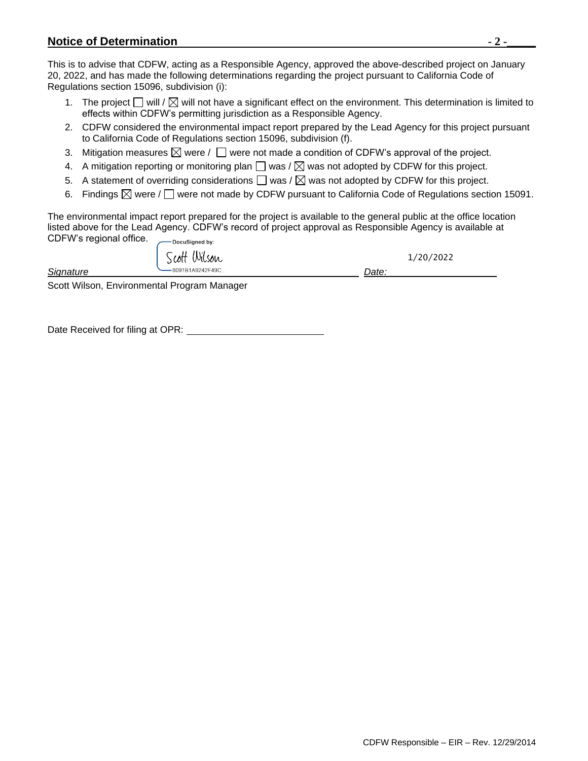This is to advise that CDFW, acting as a Responsible Agency, approved the above-described project on January 20, 2022, and has made the following determinations regarding the project pursuant to California Code of Regulations section 15096, subdivision (i):

1. The project ☐ will / ☒ will not have a significant effect on the environment. This determination is limited to effects within CDFW's permitting jurisdiction as a Responsible Agency.
2. CDFW considered the environmental impact report prepared by the Lead Agency for this project pursuant to California Code of Regulations section 15096, subdivision (f).
3. Mitigation measures ☒ were / ☐ were not made a condition of CDFW's approval of the project.
4. A mitigation reporting or monitoring plan ☐ was / ☒ was not adopted by CDFW for this project.
5. A statement of overriding considerations ☐ was / ☒ was not adopted by CDFW for this project.
6. Findings ☒ were / ☐ were not made by CDFW pursuant to California Code of Regulations section 15091.

The environmental impact report prepared for the project is available to the general public at the office location listed above for the Lead Agency. CDFW's record of project approval as Responsible Agency is available at CDFW's regional office.

DocuSigned by:
Scott Wilson
8091B1A9242F49C

*Signature* *Date:* 1/20/2022

Scott Wilson, Environmental Program Manager

Date Received for filing at OPR: ____________________